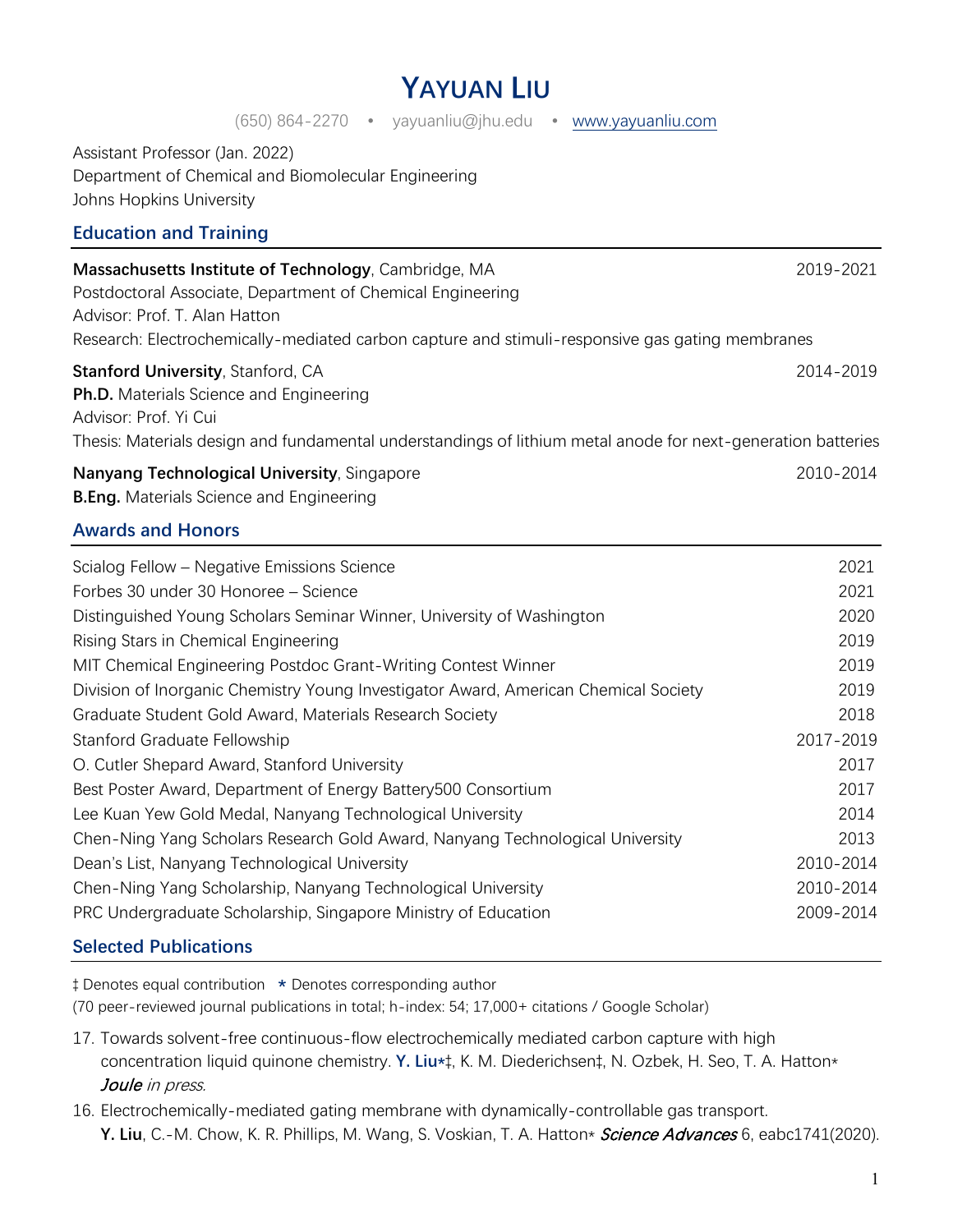# Yayuan Liu

(650) 864-2270 • yayuanliu@jhu.edu • [www.yayuanliu.com](http://www.yayuanliu.com)

Assistant Professor (Jan. 2022)
Department of Chemical and Biomolecular Engineering
Johns Hopkins University

## Education and Training

**Massachusetts Institute of Technology**, Cambridge, MA — 2019-2021
Postdoctoral Associate, Department of Chemical Engineering
Advisor: Prof. T. Alan Hatton
Research: Electrochemically-mediated carbon capture and stimuli-responsive gas gating membranes

**Stanford University**, Stanford, CA — 2014-2019
**Ph.D.** Materials Science and Engineering
Advisor: Prof. Yi Cui
Thesis: Materials design and fundamental understandings of lithium metal anode for next-generation batteries

**Nanyang Technological University**, Singapore — 2010-2014
**B.Eng.** Materials Science and Engineering

## Awards and Honors

| | |
|---|---|
| Scialog Fellow – Negative Emissions Science | 2021 |
| Forbes 30 under 30 Honoree – Science | 2021 |
| Distinguished Young Scholars Seminar Winner, University of Washington | 2020 |
| Rising Stars in Chemical Engineering | 2019 |
| MIT Chemical Engineering Postdoc Grant-Writing Contest Winner | 2019 |
| Division of Inorganic Chemistry Young Investigator Award, American Chemical Society | 2019 |
| Graduate Student Gold Award, Materials Research Society | 2018 |
| Stanford Graduate Fellowship | 2017-2019 |
| O. Cutler Shepard Award, Stanford University | 2017 |
| Best Poster Award, Department of Energy Battery500 Consortium | 2017 |
| Lee Kuan Yew Gold Medal, Nanyang Technological University | 2014 |
| Chen-Ning Yang Scholars Research Gold Award, Nanyang Technological University | 2013 |
| Dean's List, Nanyang Technological University | 2010-2014 |
| Chen-Ning Yang Scholarship, Nanyang Technological University | 2010-2014 |
| PRC Undergraduate Scholarship, Singapore Ministry of Education | 2009-2014 |

## Selected Publications

‡ Denotes equal contribution  * Denotes corresponding author
(70 peer-reviewed journal publications in total; h-index: 54; 17,000+ citations / Google Scholar)

17. Towards solvent-free continuous-flow electrochemically mediated carbon capture with high concentration liquid quinone chemistry. **Y. Liu***‡, K. M. Diederichsen‡, N. Ozbek, H. Seo, T. A. Hatton* *Joule in press.*
16. Electrochemically-mediated gating membrane with dynamically-controllable gas transport. **Y. Liu**, C.-M. Chow, K. R. Phillips, M. Wang, S. Voskian, T. A. Hatton* *Science Advances* 6, eabc1741(2020).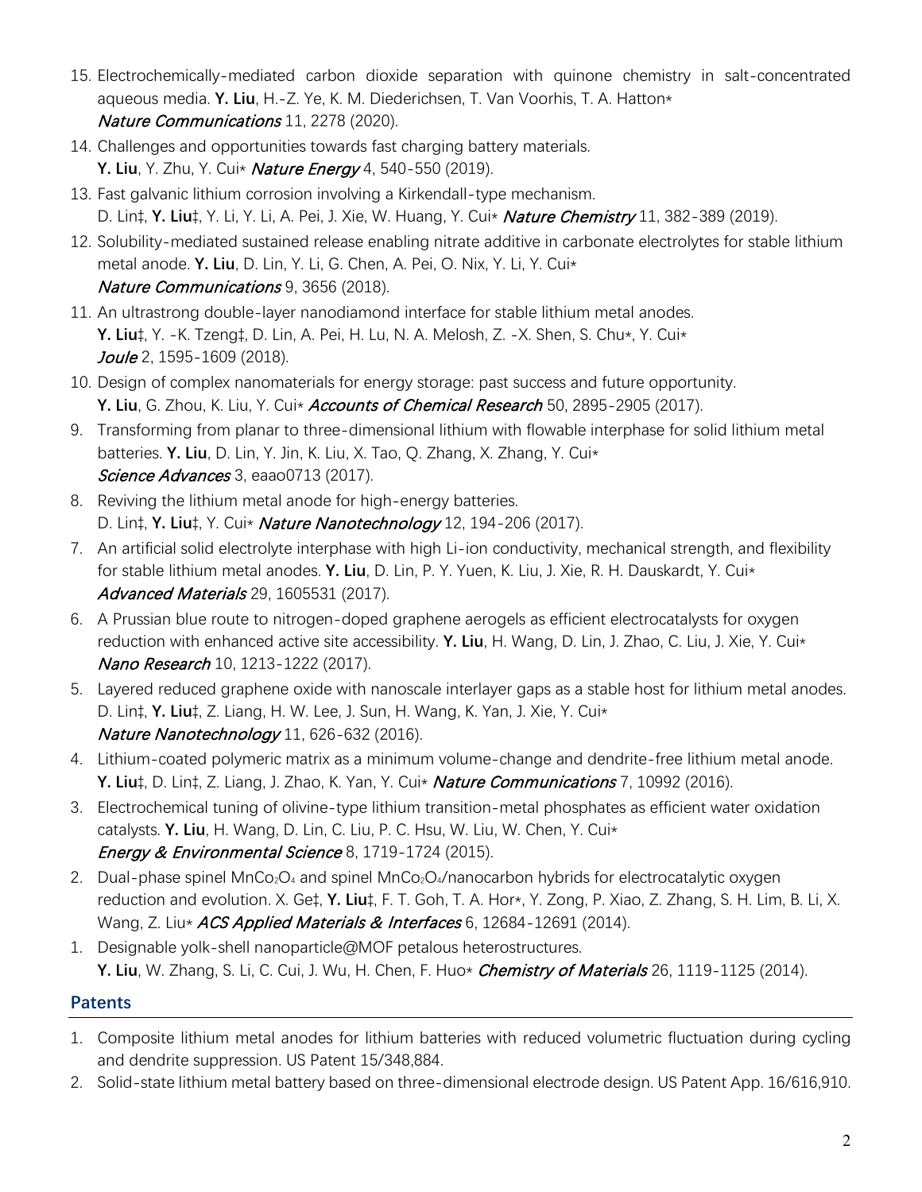15. Electrochemically-mediated carbon dioxide separation with quinone chemistry in salt-concentrated aqueous media. **Y. Liu**, H.-Z. Ye, K. M. Diederichsen, T. Van Voorhis, T. A. Hatton*
*Nature Communications* 11, 2278 (2020).
14. Challenges and opportunities towards fast charging battery materials.
**Y. Liu**, Y. Zhu, Y. Cui* *Nature Energy* 4, 540-550 (2019).
13. Fast galvanic lithium corrosion involving a Kirkendall-type mechanism.
D. Lin‡, **Y. Liu**‡, Y. Li, Y. Li, A. Pei, J. Xie, W. Huang, Y. Cui* *Nature Chemistry* 11, 382-389 (2019).
12. Solubility-mediated sustained release enabling nitrate additive in carbonate electrolytes for stable lithium metal anode. **Y. Liu**, D. Lin, Y. Li, G. Chen, A. Pei, O. Nix, Y. Li, Y. Cui*
*Nature Communications* 9, 3656 (2018).
11. An ultrastrong double-layer nanodiamond interface for stable lithium metal anodes.
**Y. Liu**‡, Y. -K. Tzeng‡, D. Lin, A. Pei, H. Lu, N. A. Melosh, Z. -X. Shen, S. Chu*, Y. Cui*
*Joule* 2, 1595-1609 (2018).
10. Design of complex nanomaterials for energy storage: past success and future opportunity.
**Y. Liu**, G. Zhou, K. Liu, Y. Cui* *Accounts of Chemical Research* 50, 2895-2905 (2017).
9. Transforming from planar to three-dimensional lithium with flowable interphase for solid lithium metal batteries. **Y. Liu**, D. Lin, Y. Jin, K. Liu, X. Tao, Q. Zhang, X. Zhang, Y. Cui*
*Science Advances* 3, eaao0713 (2017).
8. Reviving the lithium metal anode for high-energy batteries.
D. Lin‡, **Y. Liu**‡, Y. Cui* *Nature Nanotechnology* 12, 194-206 (2017).
7. An artificial solid electrolyte interphase with high Li-ion conductivity, mechanical strength, and flexibility for stable lithium metal anodes. **Y. Liu**, D. Lin, P. Y. Yuen, K. Liu, J. Xie, R. H. Dauskardt, Y. Cui*
*Advanced Materials* 29, 1605531 (2017).
6. A Prussian blue route to nitrogen-doped graphene aerogels as efficient electrocatalysts for oxygen reduction with enhanced active site accessibility. **Y. Liu**, H. Wang, D. Lin, J. Zhao, C. Liu, J. Xie, Y. Cui*
*Nano Research* 10, 1213-1222 (2017).
5. Layered reduced graphene oxide with nanoscale interlayer gaps as a stable host for lithium metal anodes.
D. Lin‡, **Y. Liu**‡, Z. Liang, H. W. Lee, J. Sun, H. Wang, K. Yan, J. Xie, Y. Cui*
*Nature Nanotechnology* 11, 626-632 (2016).
4. Lithium-coated polymeric matrix as a minimum volume-change and dendrite-free lithium metal anode.
**Y. Liu**‡, D. Lin‡, Z. Liang, J. Zhao, K. Yan, Y. Cui* *Nature Communications* 7, 10992 (2016).
3. Electrochemical tuning of olivine-type lithium transition-metal phosphates as efficient water oxidation catalysts. **Y. Liu**, H. Wang, D. Lin, C. Liu, P. C. Hsu, W. Liu, W. Chen, Y. Cui*
*Energy & Environmental Science* 8, 1719-1724 (2015).
2. Dual-phase spinel $MnCo_2O_4$ and spinel $MnCo_2O_4$/nanocarbon hybrids for electrocatalytic oxygen reduction and evolution. X. Ge‡, **Y. Liu**‡, F. T. Goh, T. A. Hor*, Y. Zong, P. Xiao, Z. Zhang, S. H. Lim, B. Li, X. Wang, Z. Liu* *ACS Applied Materials & Interfaces* 6, 12684-12691 (2014).
1. Designable yolk-shell nanoparticle@MOF petalous heterostructures.
**Y. Liu**, W. Zhang, S. Li, C. Cui, J. Wu, H. Chen, F. Huo* *Chemistry of Materials* 26, 1119-1125 (2014).

## Patents

1. Composite lithium metal anodes for lithium batteries with reduced volumetric fluctuation during cycling and dendrite suppression. US Patent 15/348,884.
2. Solid-state lithium metal battery based on three-dimensional electrode design. US Patent App. 16/616,910.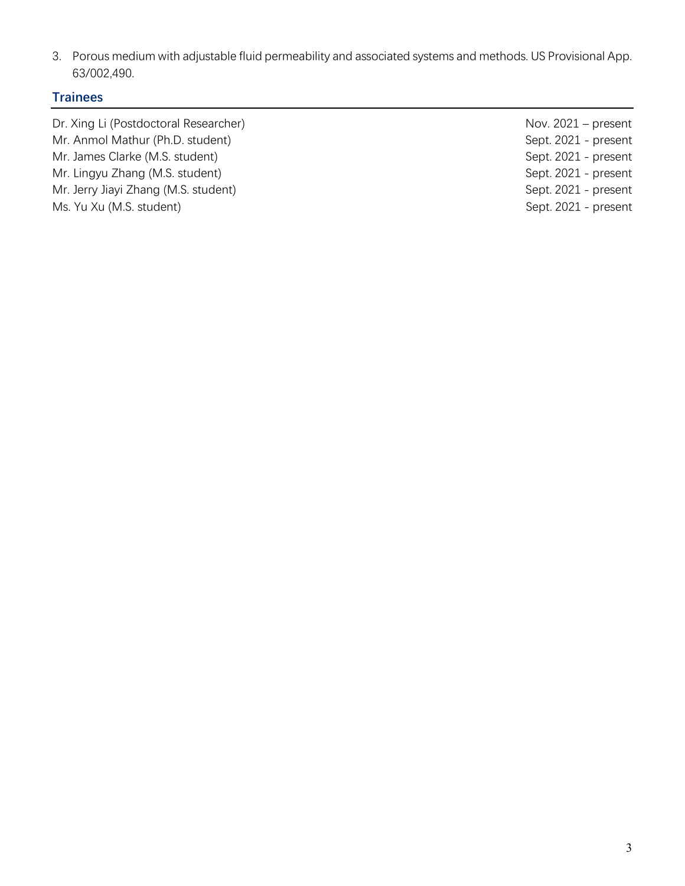3. Porous medium with adjustable fluid permeability and associated systems and methods. US Provisional App. 63/002,490.

## Trainees

| | |
|---|---|
| Dr. Xing Li (Postdoctoral Researcher) | Nov. 2021 – present |
| Mr. Anmol Mathur (Ph.D. student) | Sept. 2021 - present |
| Mr. James Clarke (M.S. student) | Sept. 2021 - present |
| Mr. Lingyu Zhang (M.S. student) | Sept. 2021 - present |
| Mr. Jerry Jiayi Zhang (M.S. student) | Sept. 2021 - present |
| Ms. Yu Xu (M.S. student) | Sept. 2021 - present |